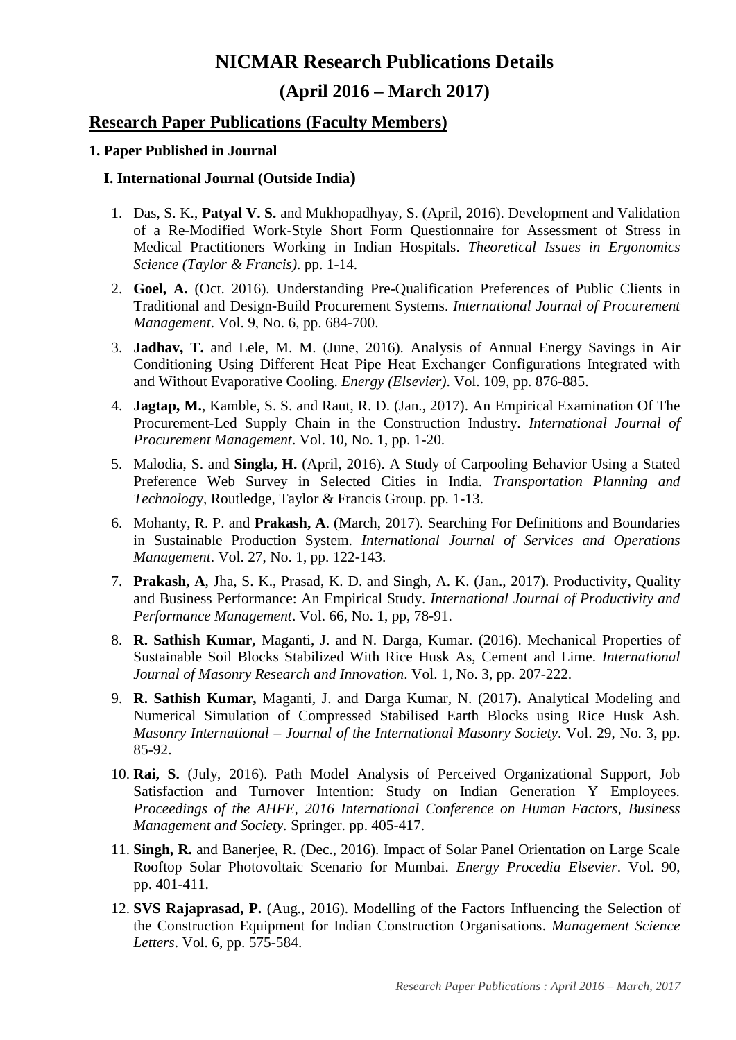# NICMAR Research Publications Details

# (April 2016 – March 2017)

## Research Paper Publications (Faculty Members)

### 1. Paper Published in Journal

#### I. International Journal (Outside India)

1. Das, S. K., **Patyal V. S.** and Mukhopadhyay, S. (April, 2016). Development and Validation of a Re-Modified Work-Style Short Form Questionnaire for Assessment of Stress in Medical Practitioners Working in Indian Hospitals. *Theoretical Issues in Ergonomics Science (Taylor & Francis)*. pp. 1-14.
2. **Goel, A.** (Oct. 2016). Understanding Pre-Qualification Preferences of Public Clients in Traditional and Design-Build Procurement Systems. *International Journal of Procurement Management*. Vol. 9, No. 6, pp. 684-700.
3. **Jadhav, T.** and Lele, M. M. (June, 2016). Analysis of Annual Energy Savings in Air Conditioning Using Different Heat Pipe Heat Exchanger Configurations Integrated with and Without Evaporative Cooling. *Energy (Elsevier)*. Vol. 109, pp. 876-885.
4. **Jagtap, M.**, Kamble, S. S. and Raut, R. D. (Jan., 2017). An Empirical Examination Of The Procurement-Led Supply Chain in the Construction Industry. *International Journal of Procurement Management*. Vol. 10, No. 1, pp. 1-20.
5. Malodia, S. and **Singla, H.** (April, 2016). A Study of Carpooling Behavior Using a Stated Preference Web Survey in Selected Cities in India. *Transportation Planning and Technolog*y, Routledge, Taylor & Francis Group. pp. 1-13.
6. Mohanty, R. P. and **Prakash, A**. (March, 2017). Searching For Definitions and Boundaries in Sustainable Production System. *International Journal of Services and Operations Management*. Vol. 27, No. 1, pp. 122-143.
7. **Prakash, A**, Jha, S. K., Prasad, K. D. and Singh, A. K. (Jan., 2017). Productivity, Quality and Business Performance: An Empirical Study. *International Journal of Productivity and Performance Management*. Vol. 66, No. 1, pp, 78-91.
8. **R. Sathish Kumar,** Maganti, J. and N. Darga, Kumar. (2016). Mechanical Properties of Sustainable Soil Blocks Stabilized With Rice Husk As, Cement and Lime. *International Journal of Masonry Research and Innovation*. Vol. 1, No. 3, pp. 207-222.
9. **R. Sathish Kumar,** Maganti, J. and Darga Kumar, N. (2017)**.** Analytical Modeling and Numerical Simulation of Compressed Stabilised Earth Blocks using Rice Husk Ash. *Masonry International – Journal of the International Masonry Society*. Vol. 29, No. 3, pp. 85-92.
10. **Rai, S.** (July, 2016). Path Model Analysis of Perceived Organizational Support, Job Satisfaction and Turnover Intention: Study on Indian Generation Y Employees. *Proceedings of the AHFE, 2016 International Conference on Human Factors, Business Management and Society.* Springer. pp. 405-417.
11. **Singh, R.** and Banerjee, R. (Dec., 2016). Impact of Solar Panel Orientation on Large Scale Rooftop Solar Photovoltaic Scenario for Mumbai. *Energy Procedia Elsevier*. Vol. 90, pp. 401-411.
12. **SVS Rajaprasad, P.** (Aug., 2016). Modelling of the Factors Influencing the Selection of the Construction Equipment for Indian Construction Organisations. *Management Science Letters*. Vol. 6, pp. 575-584.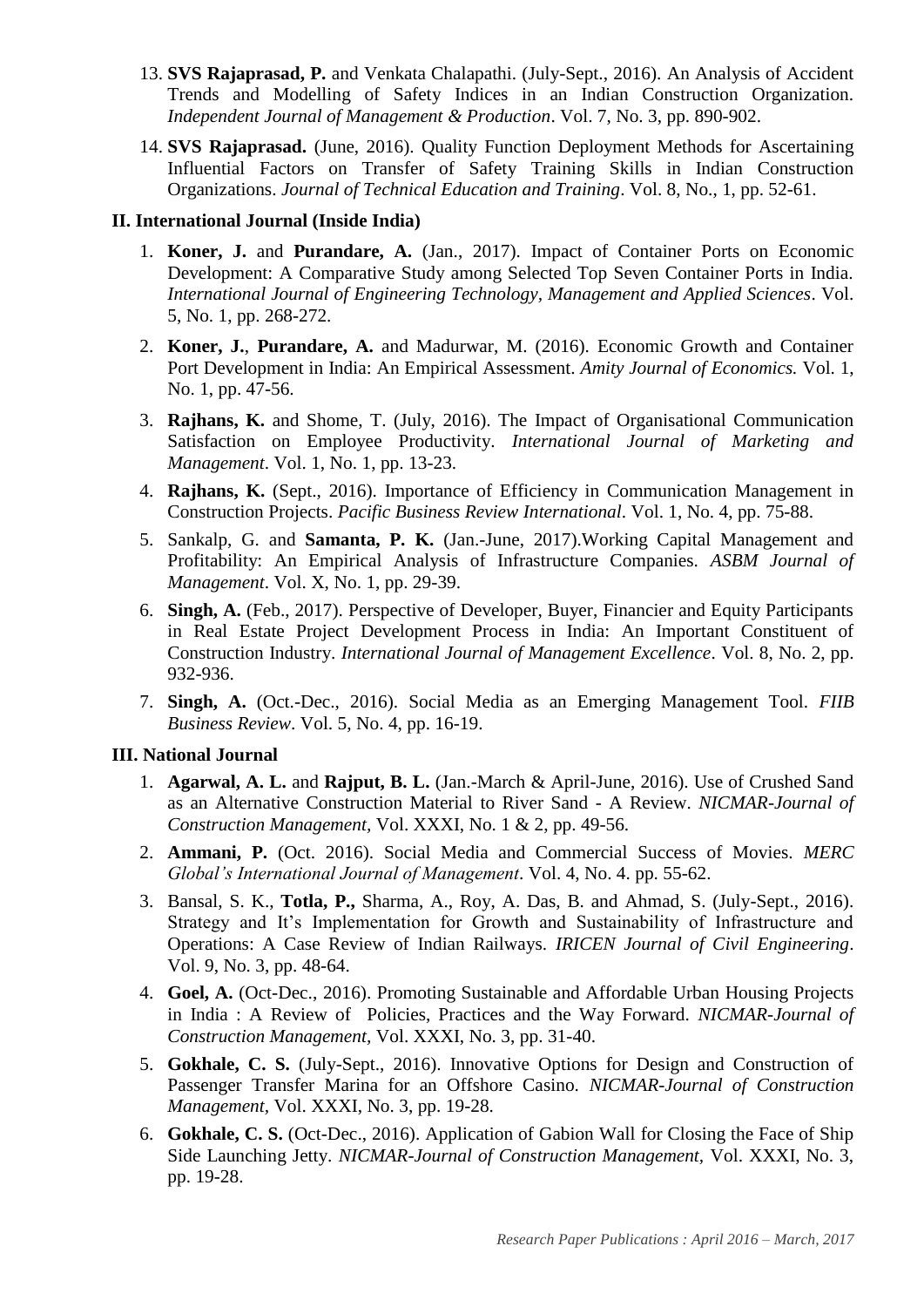13. **SVS Rajaprasad, P.** and Venkata Chalapathi. (July-Sept., 2016). An Analysis of Accident Trends and Modelling of Safety Indices in an Indian Construction Organization. *Independent Journal of Management & Production*. Vol. 7, No. 3, pp. 890-902.

14. **SVS Rajaprasad.** (June, 2016). Quality Function Deployment Methods for Ascertaining Influential Factors on Transfer of Safety Training Skills in Indian Construction Organizations. *Journal of Technical Education and Training*. Vol. 8, No., 1, pp. 52-61.

### II. International Journal (Inside India)

1. **Koner, J.** and **Purandare, A.** (Jan., 2017). Impact of Container Ports on Economic Development: A Comparative Study among Selected Top Seven Container Ports in India. *International Journal of Engineering Technology, Management and Applied Sciences*. Vol. 5, No. 1, pp. 268-272.

2. **Koner, J.**, **Purandare, A.** and Madurwar, M. (2016). Economic Growth and Container Port Development in India: An Empirical Assessment. *Amity Journal of Economics.* Vol. 1, No. 1, pp. 47-56.

3. **Rajhans, K.** and Shome, T. (July, 2016). The Impact of Organisational Communication Satisfaction on Employee Productivity. *International Journal of Marketing and Management*. Vol. 1, No. 1, pp. 13-23.

4. **Rajhans, K.** (Sept., 2016). Importance of Efficiency in Communication Management in Construction Projects. *Pacific Business Review International*. Vol. 1, No. 4, pp. 75-88.

5. Sankalp, G. and **Samanta, P. K.** (Jan.-June, 2017).Working Capital Management and Profitability: An Empirical Analysis of Infrastructure Companies. *ASBM Journal of Management*. Vol. X, No. 1, pp. 29-39.

6. **Singh, A.** (Feb., 2017). Perspective of Developer, Buyer, Financier and Equity Participants in Real Estate Project Development Process in India: An Important Constituent of Construction Industry. *International Journal of Management Excellence*. Vol. 8, No. 2, pp. 932-936.

7. **Singh, A.** (Oct.-Dec., 2016). Social Media as an Emerging Management Tool. *FIIB Business Review*. Vol. 5, No. 4, pp. 16-19.

### III. National Journal

1. **Agarwal, A. L.** and **Rajput, B. L.** (Jan.-March & April-June, 2016). Use of Crushed Sand as an Alternative Construction Material to River Sand - A Review. *NICMAR-Journal of Construction Management*, Vol. XXXI, No. 1 & 2, pp. 49-56.

2. **Ammani, P.** (Oct. 2016). Social Media and Commercial Success of Movies. *MERC Global's International Journal of Management*. Vol. 4, No. 4. pp. 55-62.

3. Bansal, S. K., **Totla, P.,** Sharma, A., Roy, A. Das, B. and Ahmad, S. (July-Sept., 2016). Strategy and It's Implementation for Growth and Sustainability of Infrastructure and Operations: A Case Review of Indian Railways. *IRICEN Journal of Civil Engineering*. Vol. 9, No. 3, pp. 48-64.

4. **Goel, A.** (Oct-Dec., 2016). Promoting Sustainable and Affordable Urban Housing Projects in India : A Review of Policies, Practices and the Way Forward. *NICMAR-Journal of Construction Management*, Vol. XXXI, No. 3, pp. 31-40.

5. **Gokhale, C. S.** (July-Sept., 2016). Innovative Options for Design and Construction of Passenger Transfer Marina for an Offshore Casino. *NICMAR-Journal of Construction Management*, Vol. XXXI, No. 3, pp. 19-28.

6. **Gokhale, C. S.** (Oct-Dec., 2016). Application of Gabion Wall for Closing the Face of Ship Side Launching Jetty. *NICMAR-Journal of Construction Management*, Vol. XXXI, No. 3, pp. 19-28.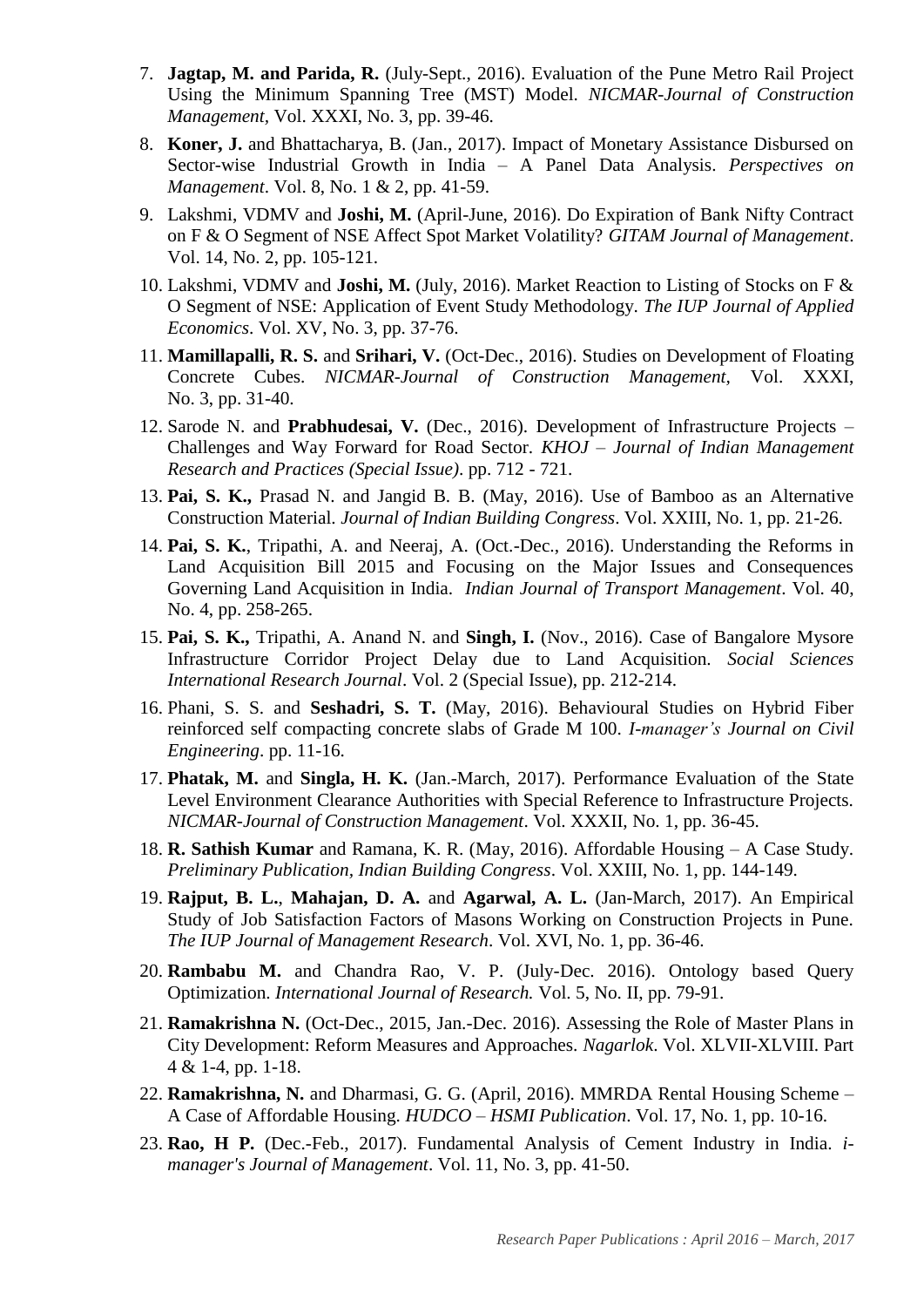7. **Jagtap, M. and Parida, R.** (July-Sept., 2016). Evaluation of the Pune Metro Rail Project Using the Minimum Spanning Tree (MST) Model. *NICMAR-Journal of Construction Management*, Vol. XXXI, No. 3, pp. 39-46.

8. **Koner, J.** and Bhattacharya, B. (Jan., 2017). Impact of Monetary Assistance Disbursed on Sector-wise Industrial Growth in India – A Panel Data Analysis. *Perspectives on Management*. Vol. 8, No. 1 & 2, pp. 41-59.

9. Lakshmi, VDMV and **Joshi, M.** (April-June, 2016). Do Expiration of Bank Nifty Contract on F & O Segment of NSE Affect Spot Market Volatility? *GITAM Journal of Management*. Vol. 14, No. 2, pp. 105-121.

10. Lakshmi, VDMV and **Joshi, M.** (July, 2016). Market Reaction to Listing of Stocks on F & O Segment of NSE: Application of Event Study Methodology. *The IUP Journal of Applied Economics*. Vol. XV, No. 3, pp. 37-76.

11. **Mamillapalli, R. S.** and **Srihari, V.** (Oct-Dec., 2016). Studies on Development of Floating Concrete Cubes. *NICMAR-Journal of Construction Management,* Vol. XXXI, No. 3, pp. 31-40.

12. Sarode N. and **Prabhudesai, V.** (Dec., 2016). Development of Infrastructure Projects – Challenges and Way Forward for Road Sector. *KHOJ – Journal of Indian Management Research and Practices (Special Issue)*. pp. 712 - 721.

13. **Pai, S. K.,** Prasad N. and Jangid B. B. (May, 2016). Use of Bamboo as an Alternative Construction Material. *Journal of Indian Building Congress*. Vol. XXIII, No. 1, pp. 21-26.

14. **Pai, S. K.**, Tripathi, A. and Neeraj, A. (Oct.-Dec., 2016). Understanding the Reforms in Land Acquisition Bill 2015 and Focusing on the Major Issues and Consequences Governing Land Acquisition in India. *Indian Journal of Transport Management*. Vol. 40, No. 4, pp. 258-265.

15. **Pai, S. K.,** Tripathi, A. Anand N. and **Singh, I.** (Nov., 2016). Case of Bangalore Mysore Infrastructure Corridor Project Delay due to Land Acquisition. *Social Sciences International Research Journal*. Vol. 2 (Special Issue), pp. 212-214.

16. Phani, S. S. and **Seshadri, S. T.** (May, 2016). Behavioural Studies on Hybrid Fiber reinforced self compacting concrete slabs of Grade M 100. *I-manager's Journal on Civil Engineering*. pp. 11-16.

17. **Phatak, M.** and **Singla, H. K.** (Jan.-March, 2017). Performance Evaluation of the State Level Environment Clearance Authorities with Special Reference to Infrastructure Projects. *NICMAR-Journal of Construction Management*. Vol. XXXII, No. 1, pp. 36-45.

18. **R. Sathish Kumar** and Ramana, K. R. (May, 2016). Affordable Housing – A Case Study. *Preliminary Publication, Indian Building Congress*. Vol. XXIII, No. 1, pp. 144-149.

19. **Rajput, B. L.**, **Mahajan, D. A.** and **Agarwal, A. L.** (Jan-March, 2017). An Empirical Study of Job Satisfaction Factors of Masons Working on Construction Projects in Pune. *The IUP Journal of Management Research*. Vol. XVI, No. 1, pp. 36-46.

20. **Rambabu M.** and Chandra Rao, V. P. (July-Dec. 2016). Ontology based Query Optimization. *International Journal of Research.* Vol. 5, No. II, pp. 79-91.

21. **Ramakrishna N.** (Oct-Dec., 2015, Jan.-Dec. 2016). Assessing the Role of Master Plans in City Development: Reform Measures and Approaches. *Nagarlok*. Vol. XLVII-XLVIII. Part 4 & 1-4, pp. 1-18.

22. **Ramakrishna, N.** and Dharmasi, G. G. (April, 2016). MMRDA Rental Housing Scheme – A Case of Affordable Housing. *HUDCO – HSMI Publication*. Vol. 17, No. 1, pp. 10-16.

23. **Rao, H P.** (Dec.-Feb., 2017). Fundamental Analysis of Cement Industry in India. *i-manager's Journal of Management*. Vol. 11, No. 3, pp. 41-50.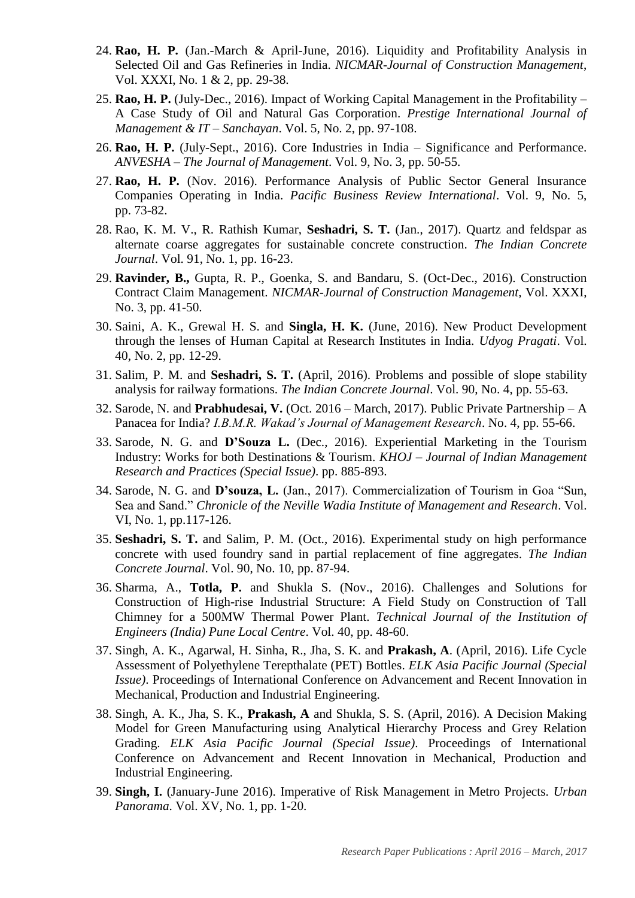24. **Rao, H. P.** (Jan.-March & April-June, 2016). Liquidity and Profitability Analysis in Selected Oil and Gas Refineries in India. *NICMAR-Journal of Construction Management*, Vol. XXXI, No. 1 & 2, pp. 29-38.
25. **Rao, H. P.** (July-Dec., 2016). Impact of Working Capital Management in the Profitability – A Case Study of Oil and Natural Gas Corporation. *Prestige International Journal of Management & IT – Sanchayan*. Vol. 5, No. 2, pp. 97-108.
26. **Rao, H. P.** (July-Sept., 2016). Core Industries in India – Significance and Performance. *ANVESHA – The Journal of Management*. Vol. 9, No. 3, pp. 50-55.
27. **Rao, H. P.** (Nov. 2016). Performance Analysis of Public Sector General Insurance Companies Operating in India. *Pacific Business Review International*. Vol. 9, No. 5, pp. 73-82.
28. Rao, K. M. V., R. Rathish Kumar, **Seshadri, S. T.** (Jan., 2017). Quartz and feldspar as alternate coarse aggregates for sustainable concrete construction. *The Indian Concrete Journal*. Vol. 91, No. 1, pp. 16-23.
29. **Ravinder, B.,** Gupta, R. P., Goenka, S. and Bandaru, S. (Oct-Dec., 2016). Construction Contract Claim Management. *NICMAR-Journal of Construction Management,* Vol. XXXI, No. 3, pp. 41-50.
30. Saini, A. K., Grewal H. S. and **Singla, H. K.** (June, 2016). New Product Development through the lenses of Human Capital at Research Institutes in India. *Udyog Pragati*. Vol. 40, No. 2, pp. 12-29.
31. Salim, P. M. and **Seshadri, S. T.** (April, 2016). Problems and possible of slope stability analysis for railway formations. *The Indian Concrete Journal*. Vol. 90, No. 4, pp. 55-63.
32. Sarode, N. and **Prabhudesai, V.** (Oct. 2016 – March, 2017). Public Private Partnership – A Panacea for India? *I.B.M.R. Wakad's Journal of Management Research*. No. 4, pp. 55-66.
33. Sarode, N. G. and **D'Souza L.** (Dec., 2016). Experiential Marketing in the Tourism Industry: Works for both Destinations & Tourism. *KHOJ – Journal of Indian Management Research and Practices (Special Issue)*. pp. 885-893.
34. Sarode, N. G. and **D'souza, L.** (Jan., 2017). Commercialization of Tourism in Goa "Sun, Sea and Sand." *Chronicle of the Neville Wadia Institute of Management and Research*. Vol. VI, No. 1, pp.117-126.
35. **Seshadri, S. T.** and Salim, P. M. (Oct., 2016). Experimental study on high performance concrete with used foundry sand in partial replacement of fine aggregates. *The Indian Concrete Journal*. Vol. 90, No. 10, pp. 87-94.
36. Sharma, A., **Totla, P.** and Shukla S. (Nov., 2016). Challenges and Solutions for Construction of High-rise Industrial Structure: A Field Study on Construction of Tall Chimney for a 500MW Thermal Power Plant. *Technical Journal of the Institution of Engineers (India) Pune Local Centre*. Vol. 40, pp. 48-60.
37. Singh, A. K., Agarwal, H. Sinha, R., Jha, S. K. and **Prakash, A**. (April, 2016). Life Cycle Assessment of Polyethylene Terepthalate (PET) Bottles. *ELK Asia Pacific Journal (Special Issue)*. Proceedings of International Conference on Advancement and Recent Innovation in Mechanical, Production and Industrial Engineering.
38. Singh, A. K., Jha, S. K., **Prakash, A** and Shukla, S. S. (April, 2016). A Decision Making Model for Green Manufacturing using Analytical Hierarchy Process and Grey Relation Grading. *ELK Asia Pacific Journal (Special Issue)*. Proceedings of International Conference on Advancement and Recent Innovation in Mechanical, Production and Industrial Engineering.
39. **Singh, I.** (January-June 2016). Imperative of Risk Management in Metro Projects. *Urban Panorama*. Vol. XV, No. 1, pp. 1-20.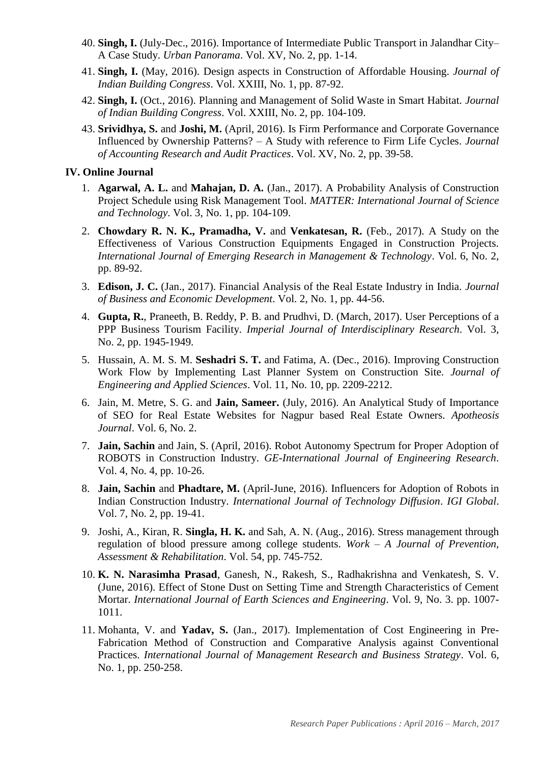40. **Singh, I.** (July-Dec., 2016). Importance of Intermediate Public Transport in Jalandhar City– A Case Study. *Urban Panorama*. Vol. XV, No. 2, pp. 1-14.
41. **Singh, I.** (May, 2016). Design aspects in Construction of Affordable Housing. *Journal of Indian Building Congress*. Vol. XXIII, No. 1, pp. 87-92.
42. **Singh, I.** (Oct., 2016). Planning and Management of Solid Waste in Smart Habitat. *Journal of Indian Building Congress*. Vol. XXIII, No. 2, pp. 104-109.
43. **Srividhya, S.** and **Joshi, M.** (April, 2016). Is Firm Performance and Corporate Governance Influenced by Ownership Patterns? – A Study with reference to Firm Life Cycles. *Journal of Accounting Research and Audit Practices*. Vol. XV, No. 2, pp. 39-58.

## IV. Online Journal

1. **Agarwal, A. L.** and **Mahajan, D. A.** (Jan., 2017). A Probability Analysis of Construction Project Schedule using Risk Management Tool. *MATTER: International Journal of Science and Technology*. Vol. 3, No. 1, pp. 104-109.
2. **Chowdary R. N. K., Pramadha, V.** and **Venkatesan, R.** (Feb., 2017). A Study on the Effectiveness of Various Construction Equipments Engaged in Construction Projects. *International Journal of Emerging Research in Management & Technology*. Vol. 6, No. 2, pp. 89-92.
3. **Edison, J. C.** (Jan., 2017). Financial Analysis of the Real Estate Industry in India. *Journal of Business and Economic Development*. Vol. 2, No. 1, pp. 44-56.
4. **Gupta, R.**, Praneeth, B. Reddy, P. B. and Prudhvi, D. (March, 2017). User Perceptions of a PPP Business Tourism Facility. *Imperial Journal of Interdisciplinary Research*. Vol. 3, No. 2, pp. 1945-1949.
5. Hussain, A. M. S. M. **Seshadri S. T.** and Fatima, A. (Dec., 2016). Improving Construction Work Flow by Implementing Last Planner System on Construction Site. *Journal of Engineering and Applied Sciences*. Vol. 11, No. 10, pp. 2209-2212.
6. Jain, M. Metre, S. G. and **Jain, Sameer.** (July, 2016). An Analytical Study of Importance of SEO for Real Estate Websites for Nagpur based Real Estate Owners. *Apotheosis Journal*. Vol. 6, No. 2.
7. **Jain, Sachin** and Jain, S. (April, 2016). Robot Autonomy Spectrum for Proper Adoption of ROBOTS in Construction Industry. *GE-International Journal of Engineering Research*. Vol. 4, No. 4, pp. 10-26.
8. **Jain, Sachin** and **Phadtare, M.** (April-June, 2016). Influencers for Adoption of Robots in Indian Construction Industry. *International Journal of Technology Diffusion*. *IGI Global*. Vol. 7, No. 2, pp. 19-41.
9. Joshi, A., Kiran, R. **Singla, H. K.** and Sah, A. N. (Aug., 2016). Stress management through regulation of blood pressure among college students. *Work – A Journal of Prevention, Assessment & Rehabilitation*. Vol. 54, pp. 745-752.
10. **K. N. Narasimha Prasad**, Ganesh, N., Rakesh, S., Radhakrishna and Venkatesh, S. V. (June, 2016). Effect of Stone Dust on Setting Time and Strength Characteristics of Cement Mortar. *International Journal of Earth Sciences and Engineering*. Vol. 9, No. 3. pp. 1007-1011.
11. Mohanta, V. and **Yadav, S.** (Jan., 2017). Implementation of Cost Engineering in Pre-Fabrication Method of Construction and Comparative Analysis against Conventional Practices. *International Journal of Management Research and Business Strategy*. Vol. 6, No. 1, pp. 250-258.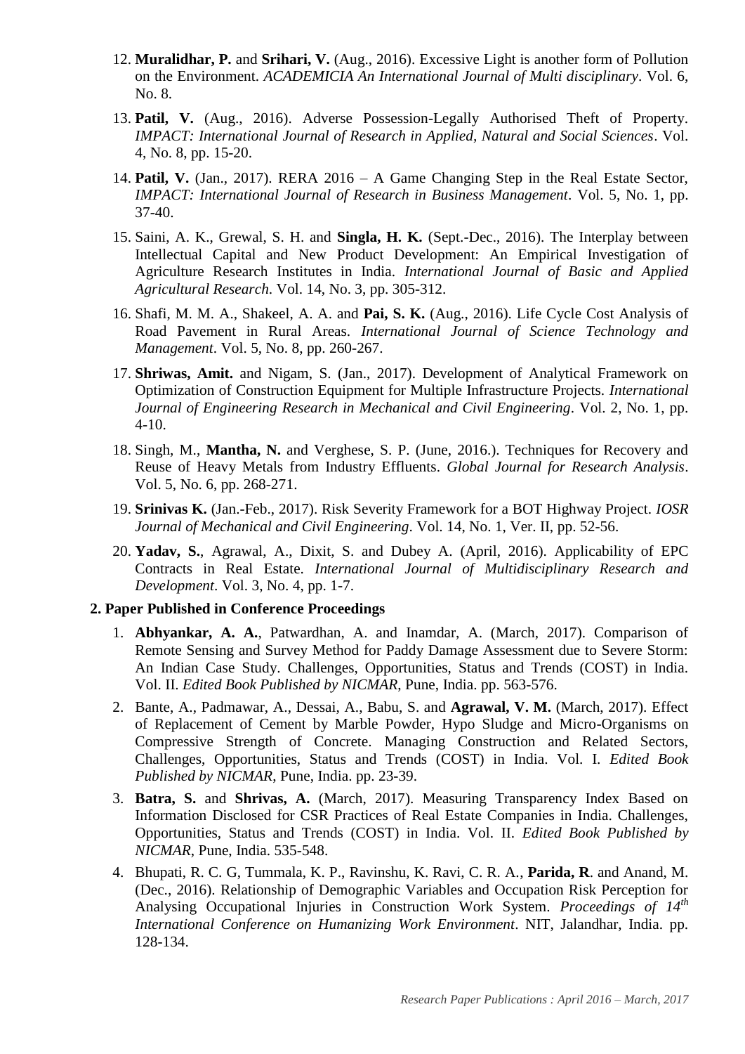12. **Muralidhar, P.** and **Srihari, V.** (Aug., 2016). Excessive Light is another form of Pollution on the Environment. *ACADEMICIA An International Journal of Multi disciplinary*. Vol. 6, No. 8.

13. **Patil, V.** (Aug., 2016). Adverse Possession-Legally Authorised Theft of Property. *IMPACT: International Journal of Research in Applied, Natural and Social Sciences*. Vol. 4, No. 8, pp. 15-20.

14. **Patil, V.** (Jan., 2017). RERA 2016 – A Game Changing Step in the Real Estate Sector, *IMPACT: International Journal of Research in Business Management*. Vol. 5, No. 1, pp. 37-40.

15. Saini, A. K., Grewal, S. H. and **Singla, H. K.** (Sept.-Dec., 2016). The Interplay between Intellectual Capital and New Product Development: An Empirical Investigation of Agriculture Research Institutes in India. *International Journal of Basic and Applied Agricultural Research*. Vol. 14, No. 3, pp. 305-312.

16. Shafi, M. M. A., Shakeel, A. A. and **Pai, S. K.** (Aug., 2016). Life Cycle Cost Analysis of Road Pavement in Rural Areas. *International Journal of Science Technology and Management*. Vol. 5, No. 8, pp. 260-267.

17. **Shriwas, Amit.** and Nigam, S. (Jan., 2017). Development of Analytical Framework on Optimization of Construction Equipment for Multiple Infrastructure Projects. *International Journal of Engineering Research in Mechanical and Civil Engineering*. Vol. 2, No. 1, pp. 4-10.

18. Singh, M., **Mantha, N.** and Verghese, S. P. (June, 2016.). Techniques for Recovery and Reuse of Heavy Metals from Industry Effluents. *Global Journal for Research Analysis*. Vol. 5, No. 6, pp. 268-271.

19. **Srinivas K.** (Jan.-Feb., 2017). Risk Severity Framework for a BOT Highway Project. *IOSR Journal of Mechanical and Civil Engineering*. Vol. 14, No. 1, Ver. II, pp. 52-56.

20. **Yadav, S.**, Agrawal, A., Dixit, S. and Dubey A. (April, 2016). Applicability of EPC Contracts in Real Estate. *International Journal of Multidisciplinary Research and Development*. Vol. 3, No. 4, pp. 1-7.

**2. Paper Published in Conference Proceedings**

1. **Abhyankar, A. A.**, Patwardhan, A. and Inamdar, A. (March, 2017). Comparison of Remote Sensing and Survey Method for Paddy Damage Assessment due to Severe Storm: An Indian Case Study. Challenges, Opportunities, Status and Trends (COST) in India. Vol. II. *Edited Book Published by NICMAR*, Pune, India. pp. 563-576.

2. Bante, A., Padmawar, A., Dessai, A., Babu, S. and **Agrawal, V. M.** (March, 2017). Effect of Replacement of Cement by Marble Powder, Hypo Sludge and Micro-Organisms on Compressive Strength of Concrete. Managing Construction and Related Sectors, Challenges, Opportunities, Status and Trends (COST) in India. Vol. I. *Edited Book Published by NICMAR*, Pune, India. pp. 23-39.

3. **Batra, S.** and **Shrivas, A.** (March, 2017). Measuring Transparency Index Based on Information Disclosed for CSR Practices of Real Estate Companies in India. Challenges, Opportunities, Status and Trends (COST) in India. Vol. II. *Edited Book Published by NICMAR*, Pune, India. 535-548.

4. Bhupati, R. C. G, Tummala, K. P., Ravinshu, K. Ravi, C. R. A., **Parida, R**. and Anand, M. (Dec., 2016). Relationship of Demographic Variables and Occupation Risk Perception for Analysing Occupational Injuries in Construction Work System. *Proceedings of 14th International Conference on Humanizing Work Environment*. NIT, Jalandhar, India. pp. 128-134.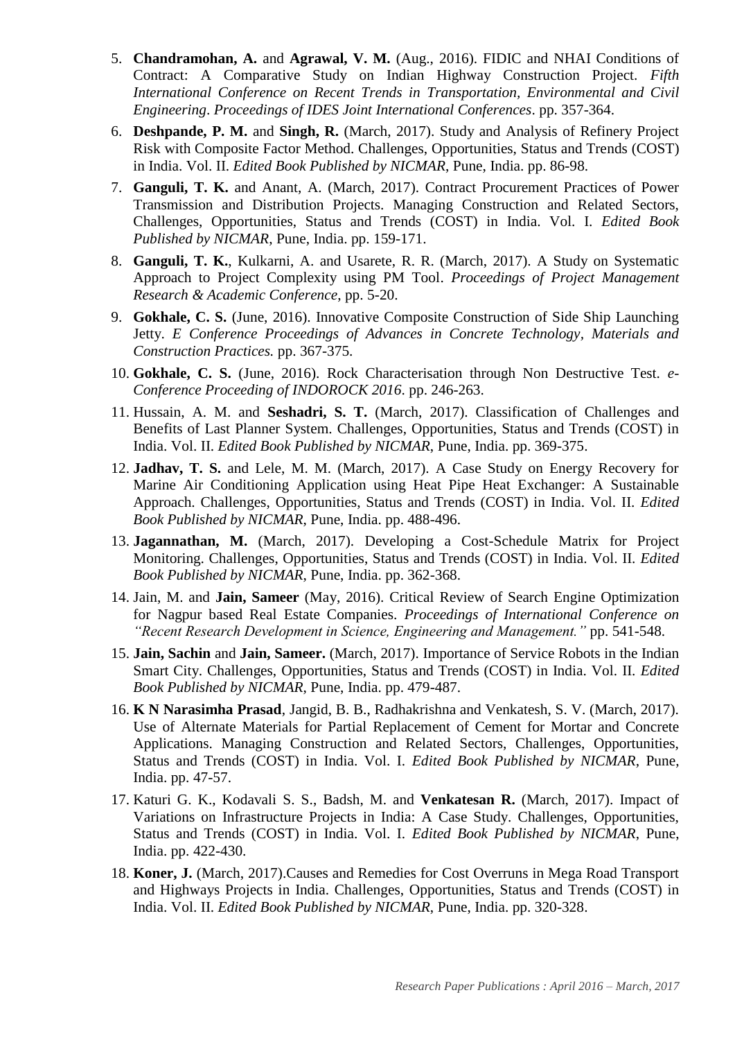5. **Chandramohan, A.** and **Agrawal, V. M.** (Aug., 2016). FIDIC and NHAI Conditions of Contract: A Comparative Study on Indian Highway Construction Project. *Fifth International Conference on Recent Trends in Transportation, Environmental and Civil Engineering*. *Proceedings of IDES Joint International Conferences*. pp. 357-364.

6. **Deshpande, P. M.** and **Singh, R.** (March, 2017). Study and Analysis of Refinery Project Risk with Composite Factor Method. Challenges, Opportunities, Status and Trends (COST) in India. Vol. II. *Edited Book Published by NICMAR*, Pune, India. pp. 86-98.

7. **Ganguli, T. K.** and Anant, A. (March, 2017). Contract Procurement Practices of Power Transmission and Distribution Projects. Managing Construction and Related Sectors, Challenges, Opportunities, Status and Trends (COST) in India. Vol. I. *Edited Book Published by NICMAR*, Pune, India. pp. 159-171.

8. **Ganguli, T. K.**, Kulkarni, A. and Usarete, R. R. (March, 2017). A Study on Systematic Approach to Project Complexity using PM Tool. *Proceedings of Project Management Research & Academic Conference*, pp. 5-20.

9. **Gokhale, C. S.** (June, 2016). Innovative Composite Construction of Side Ship Launching Jetty. *E Conference Proceedings of Advances in Concrete Technology, Materials and Construction Practices.* pp. 367-375.

10. **Gokhale, C. S.** (June, 2016). Rock Characterisation through Non Destructive Test. *e-Conference Proceeding of INDOROCK 2016*. pp. 246-263.

11. Hussain, A. M. and **Seshadri, S. T.** (March, 2017). Classification of Challenges and Benefits of Last Planner System. Challenges, Opportunities, Status and Trends (COST) in India. Vol. II. *Edited Book Published by NICMAR*, Pune, India. pp. 369-375.

12. **Jadhav, T. S.** and Lele, M. M. (March, 2017). A Case Study on Energy Recovery for Marine Air Conditioning Application using Heat Pipe Heat Exchanger: A Sustainable Approach. Challenges, Opportunities, Status and Trends (COST) in India. Vol. II. *Edited Book Published by NICMAR*, Pune, India. pp. 488-496.

13. **Jagannathan, M.** (March, 2017). Developing a Cost-Schedule Matrix for Project Monitoring. Challenges, Opportunities, Status and Trends (COST) in India. Vol. II. *Edited Book Published by NICMAR*, Pune, India. pp. 362-368.

14. Jain, M. and **Jain, Sameer** (May, 2016). Critical Review of Search Engine Optimization for Nagpur based Real Estate Companies. *Proceedings of International Conference on "Recent Research Development in Science, Engineering and Management."* pp. 541-548.

15. **Jain, Sachin** and **Jain, Sameer.** (March, 2017). Importance of Service Robots in the Indian Smart City. Challenges, Opportunities, Status and Trends (COST) in India. Vol. II. *Edited Book Published by NICMAR*, Pune, India. pp. 479-487.

16. **K N Narasimha Prasad**, Jangid, B. B., Radhakrishna and Venkatesh, S. V. (March, 2017). Use of Alternate Materials for Partial Replacement of Cement for Mortar and Concrete Applications. Managing Construction and Related Sectors, Challenges, Opportunities, Status and Trends (COST) in India. Vol. I. *Edited Book Published by NICMAR*, Pune, India. pp. 47-57.

17. Katuri G. K., Kodavali S. S., Badsh, M. and **Venkatesan R.** (March, 2017). Impact of Variations on Infrastructure Projects in India: A Case Study. Challenges, Opportunities, Status and Trends (COST) in India. Vol. I. *Edited Book Published by NICMAR*, Pune, India. pp. 422-430.

18. **Koner, J.** (March, 2017).Causes and Remedies for Cost Overruns in Mega Road Transport and Highways Projects in India. Challenges, Opportunities, Status and Trends (COST) in India. Vol. II. *Edited Book Published by NICMAR*, Pune, India. pp. 320-328.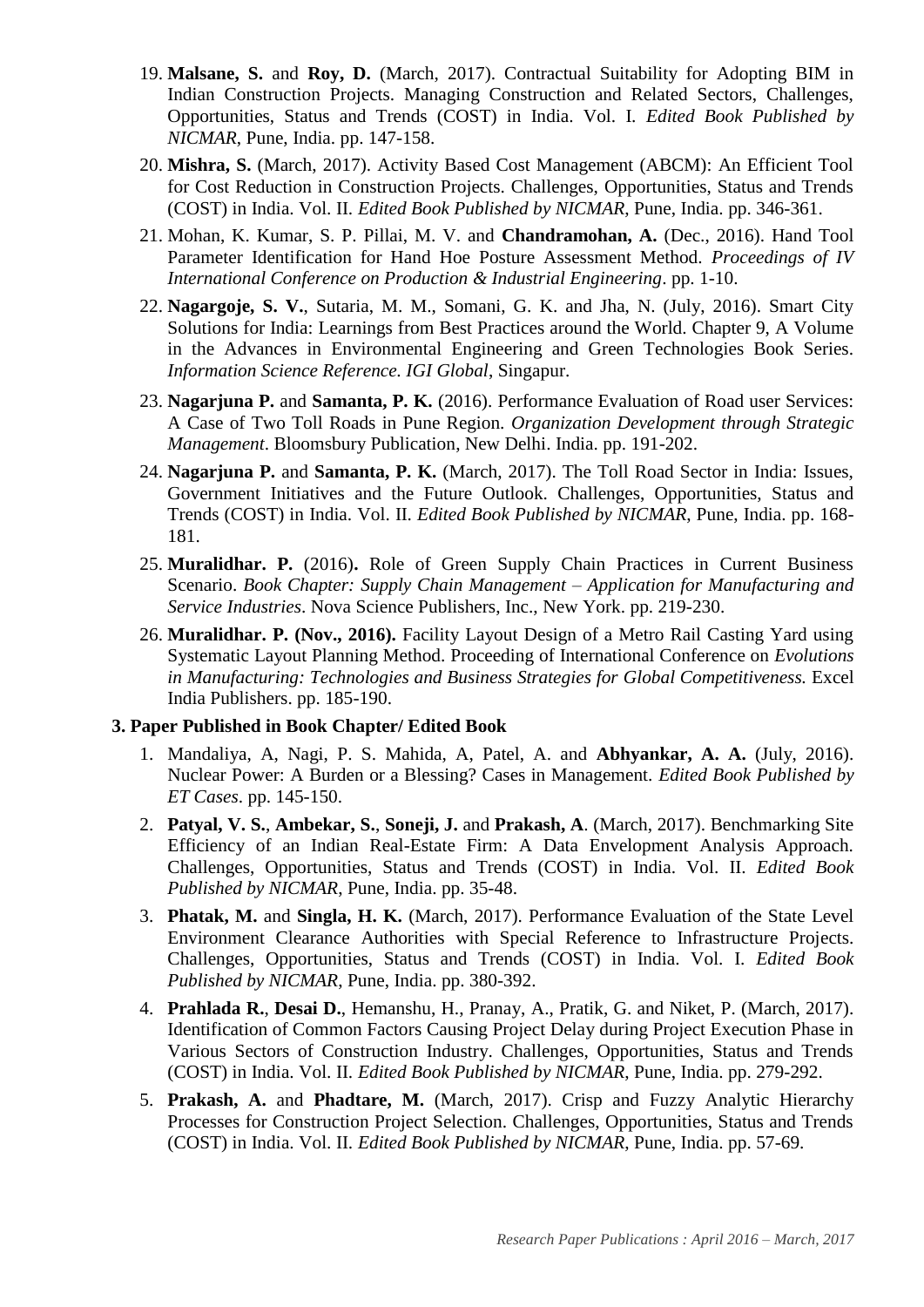19. **Malsane, S.** and **Roy, D.** (March, 2017). Contractual Suitability for Adopting BIM in Indian Construction Projects. Managing Construction and Related Sectors, Challenges, Opportunities, Status and Trends (COST) in India. Vol. I. *Edited Book Published by NICMAR*, Pune, India. pp. 147-158.

20. **Mishra, S.** (March, 2017). Activity Based Cost Management (ABCM): An Efficient Tool for Cost Reduction in Construction Projects. Challenges, Opportunities, Status and Trends (COST) in India. Vol. II. *Edited Book Published by NICMAR*, Pune, India. pp. 346-361.

21. Mohan, K. Kumar, S. P. Pillai, M. V. and **Chandramohan, A.** (Dec., 2016). Hand Tool Parameter Identification for Hand Hoe Posture Assessment Method. *Proceedings of IV International Conference on Production & Industrial Engineering*. pp. 1-10.

22. **Nagargoje, S. V.**, Sutaria, M. M., Somani, G. K. and Jha, N. (July, 2016). Smart City Solutions for India: Learnings from Best Practices around the World. Chapter 9, A Volume in the Advances in Environmental Engineering and Green Technologies Book Series. *Information Science Reference. IGI Global*, Singapur.

23. **Nagarjuna P.** and **Samanta, P. K.** (2016). Performance Evaluation of Road user Services: A Case of Two Toll Roads in Pune Region. *Organization Development through Strategic Management*. Bloomsbury Publication, New Delhi. India. pp. 191-202.

24. **Nagarjuna P.** and **Samanta, P. K.** (March, 2017). The Toll Road Sector in India: Issues, Government Initiatives and the Future Outlook. Challenges, Opportunities, Status and Trends (COST) in India. Vol. II. *Edited Book Published by NICMAR*, Pune, India. pp. 168-181.

25. **Muralidhar. P.** (2016)**.** Role of Green Supply Chain Practices in Current Business Scenario. *Book Chapter: Supply Chain Management – Application for Manufacturing and Service Industries*. Nova Science Publishers, Inc., New York. pp. 219-230.

26. **Muralidhar. P. (Nov., 2016).** Facility Layout Design of a Metro Rail Casting Yard using Systematic Layout Planning Method. Proceeding of International Conference on *Evolutions in Manufacturing: Technologies and Business Strategies for Global Competitiveness.* Excel India Publishers. pp. 185-190.

**3. Paper Published in Book Chapter/ Edited Book**

1. Mandaliya, A, Nagi, P. S. Mahida, A, Patel, A. and **Abhyankar, A. A.** (July, 2016). Nuclear Power: A Burden or a Blessing? Cases in Management. *Edited Book Published by ET Cases*. pp. 145-150.

2. **Patyal, V. S.**, **Ambekar, S.**, **Soneji, J.** and **Prakash, A**. (March, 2017). Benchmarking Site Efficiency of an Indian Real-Estate Firm: A Data Envelopment Analysis Approach. Challenges, Opportunities, Status and Trends (COST) in India. Vol. II. *Edited Book Published by NICMAR*, Pune, India. pp. 35-48.

3. **Phatak, M.** and **Singla, H. K.** (March, 2017). Performance Evaluation of the State Level Environment Clearance Authorities with Special Reference to Infrastructure Projects. Challenges, Opportunities, Status and Trends (COST) in India. Vol. I. *Edited Book Published by NICMAR*, Pune, India. pp. 380-392.

4. **Prahlada R.**, **Desai D.**, Hemanshu, H., Pranay, A., Pratik, G. and Niket, P. (March, 2017). Identification of Common Factors Causing Project Delay during Project Execution Phase in Various Sectors of Construction Industry. Challenges, Opportunities, Status and Trends (COST) in India. Vol. II. *Edited Book Published by NICMAR*, Pune, India. pp. 279-292.

5. **Prakash, A.** and **Phadtare, M.** (March, 2017). Crisp and Fuzzy Analytic Hierarchy Processes for Construction Project Selection. Challenges, Opportunities, Status and Trends (COST) in India. Vol. II. *Edited Book Published by NICMAR*, Pune, India. pp. 57-69.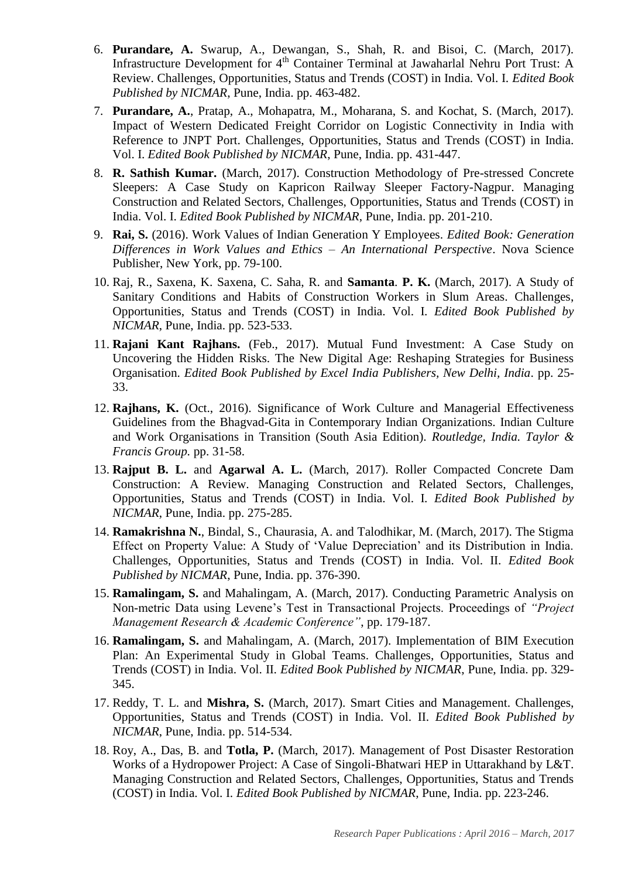6. **Purandare, A.** Swarup, A., Dewangan, S., Shah, R. and Bisoi, C. (March, 2017). Infrastructure Development for 4th Container Terminal at Jawaharlal Nehru Port Trust: A Review. Challenges, Opportunities, Status and Trends (COST) in India. Vol. I. *Edited Book Published by NICMAR*, Pune, India. pp. 463-482.

7. **Purandare, A.**, Pratap, A., Mohapatra, M., Moharana, S. and Kochat, S. (March, 2017). Impact of Western Dedicated Freight Corridor on Logistic Connectivity in India with Reference to JNPT Port. Challenges, Opportunities, Status and Trends (COST) in India. Vol. I. *Edited Book Published by NICMAR*, Pune, India. pp. 431-447.

8. **R. Sathish Kumar.** (March, 2017). Construction Methodology of Pre-stressed Concrete Sleepers: A Case Study on Kapricon Railway Sleeper Factory-Nagpur. Managing Construction and Related Sectors, Challenges, Opportunities, Status and Trends (COST) in India. Vol. I. *Edited Book Published by NICMAR*, Pune, India. pp. 201-210.

9. **Rai, S.** (2016). Work Values of Indian Generation Y Employees. *Edited Book: Generation Differences in Work Values and Ethics – An International Perspective*. Nova Science Publisher, New York, pp. 79-100.

10. Raj, R., Saxena, K. Saxena, C. Saha, R. and **Samanta**. **P. K.** (March, 2017). A Study of Sanitary Conditions and Habits of Construction Workers in Slum Areas. Challenges, Opportunities, Status and Trends (COST) in India. Vol. I. *Edited Book Published by NICMAR*, Pune, India. pp. 523-533.

11. **Rajani Kant Rajhans.** (Feb., 2017). Mutual Fund Investment: A Case Study on Uncovering the Hidden Risks. The New Digital Age: Reshaping Strategies for Business Organisation. *Edited Book Published by Excel India Publishers, New Delhi, India*. pp. 25-33.

12. **Rajhans, K.** (Oct., 2016). Significance of Work Culture and Managerial Effectiveness Guidelines from the Bhagvad-Gita in Contemporary Indian Organizations. Indian Culture and Work Organisations in Transition (South Asia Edition). *Routledge, India. Taylor & Francis Group.* pp. 31-58.

13. **Rajput B. L.** and **Agarwal A. L.** (March, 2017). Roller Compacted Concrete Dam Construction: A Review. Managing Construction and Related Sectors, Challenges, Opportunities, Status and Trends (COST) in India. Vol. I. *Edited Book Published by NICMAR*, Pune, India. pp. 275-285.

14. **Ramakrishna N.**, Bindal, S., Chaurasia, A. and Talodhikar, M. (March, 2017). The Stigma Effect on Property Value: A Study of 'Value Depreciation' and its Distribution in India. Challenges, Opportunities, Status and Trends (COST) in India. Vol. II. *Edited Book Published by NICMAR*, Pune, India. pp. 376-390.

15. **Ramalingam, S.** and Mahalingam, A. (March, 2017). Conducting Parametric Analysis on Non-metric Data using Levene's Test in Transactional Projects. Proceedings of *"Project Management Research & Academic Conference"*, pp. 179-187.

16. **Ramalingam, S.** and Mahalingam, A. (March, 2017). Implementation of BIM Execution Plan: An Experimental Study in Global Teams. Challenges, Opportunities, Status and Trends (COST) in India. Vol. II. *Edited Book Published by NICMAR*, Pune, India. pp. 329-345.

17. Reddy, T. L. and **Mishra, S.** (March, 2017). Smart Cities and Management. Challenges, Opportunities, Status and Trends (COST) in India. Vol. II. *Edited Book Published by NICMAR*, Pune, India. pp. 514-534.

18. Roy, A., Das, B. and **Totla, P.** (March, 2017). Management of Post Disaster Restoration Works of a Hydropower Project: A Case of Singoli-Bhatwari HEP in Uttarakhand by L&T. Managing Construction and Related Sectors, Challenges, Opportunities, Status and Trends (COST) in India. Vol. I. *Edited Book Published by NICMAR*, Pune, India. pp. 223-246.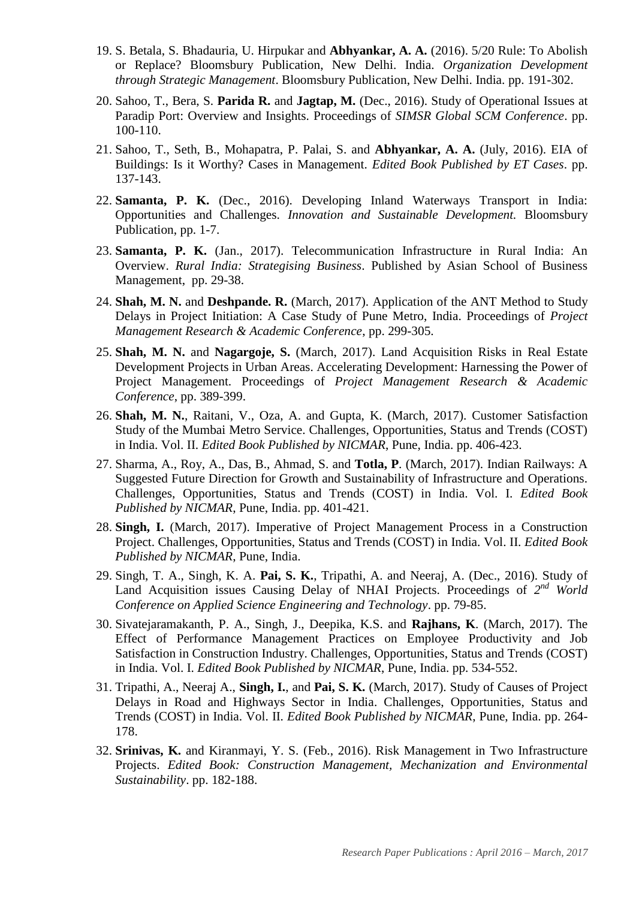19. S. Betala, S. Bhadauria, U. Hirpukar and **Abhyankar, A. A.** (2016). 5/20 Rule: To Abolish or Replace? Bloomsbury Publication, New Delhi. India. *Organization Development through Strategic Management*. Bloomsbury Publication, New Delhi. India. pp. 191-302.

20. Sahoo, T., Bera, S. **Parida R.** and **Jagtap, M.** (Dec., 2016). Study of Operational Issues at Paradip Port: Overview and Insights. Proceedings of *SIMSR Global SCM Conference*. pp. 100-110.

21. Sahoo, T., Seth, B., Mohapatra, P. Palai, S. and **Abhyankar, A. A.** (July, 2016). EIA of Buildings: Is it Worthy? Cases in Management. *Edited Book Published by ET Cases*. pp. 137-143.

22. **Samanta, P. K.** (Dec., 2016). Developing Inland Waterways Transport in India: Opportunities and Challenges. *Innovation and Sustainable Development.* Bloomsbury Publication, pp. 1-7.

23. **Samanta, P. K.** (Jan., 2017). Telecommunication Infrastructure in Rural India: An Overview. *Rural India: Strategising Business*. Published by Asian School of Business Management, pp. 29-38.

24. **Shah, M. N.** and **Deshpande. R.** (March, 2017). Application of the ANT Method to Study Delays in Project Initiation: A Case Study of Pune Metro, India. Proceedings of *Project Management Research & Academic Conference*, pp. 299-305.

25. **Shah, M. N.** and **Nagargoje, S.** (March, 2017). Land Acquisition Risks in Real Estate Development Projects in Urban Areas. Accelerating Development: Harnessing the Power of Project Management. Proceedings of *Project Management Research & Academic Conference*, pp. 389-399.

26. **Shah, M. N.**, Raitani, V., Oza, A. and Gupta, K. (March, 2017). Customer Satisfaction Study of the Mumbai Metro Service. Challenges, Opportunities, Status and Trends (COST) in India. Vol. II. *Edited Book Published by NICMAR*, Pune, India. pp. 406-423.

27. Sharma, A., Roy, A., Das, B., Ahmad, S. and **Totla, P**. (March, 2017). Indian Railways: A Suggested Future Direction for Growth and Sustainability of Infrastructure and Operations. Challenges, Opportunities, Status and Trends (COST) in India. Vol. I. *Edited Book Published by NICMAR*, Pune, India. pp. 401-421.

28. **Singh, I.** (March, 2017). Imperative of Project Management Process in a Construction Project. Challenges, Opportunities, Status and Trends (COST) in India. Vol. II. *Edited Book Published by NICMAR*, Pune, India.

29. Singh, T. A., Singh, K. A. **Pai, S. K.**, Tripathi, A. and Neeraj, A. (Dec., 2016). Study of Land Acquisition issues Causing Delay of NHAI Projects. Proceedings of *2nd World Conference on Applied Science Engineering and Technology*. pp. 79-85.

30. Sivatejaramakanth, P. A., Singh, J., Deepika, K.S. and **Rajhans, K**. (March, 2017). The Effect of Performance Management Practices on Employee Productivity and Job Satisfaction in Construction Industry. Challenges, Opportunities, Status and Trends (COST) in India. Vol. I. *Edited Book Published by NICMAR*, Pune, India. pp. 534-552.

31. Tripathi, A., Neeraj A., **Singh, I.**, and **Pai, S. K.** (March, 2017). Study of Causes of Project Delays in Road and Highways Sector in India. Challenges, Opportunities, Status and Trends (COST) in India. Vol. II. *Edited Book Published by NICMAR*, Pune, India. pp. 264-178.

32. **Srinivas, K.** and Kiranmayi, Y. S. (Feb., 2016). Risk Management in Two Infrastructure Projects. *Edited Book: Construction Management, Mechanization and Environmental Sustainability*. pp. 182-188.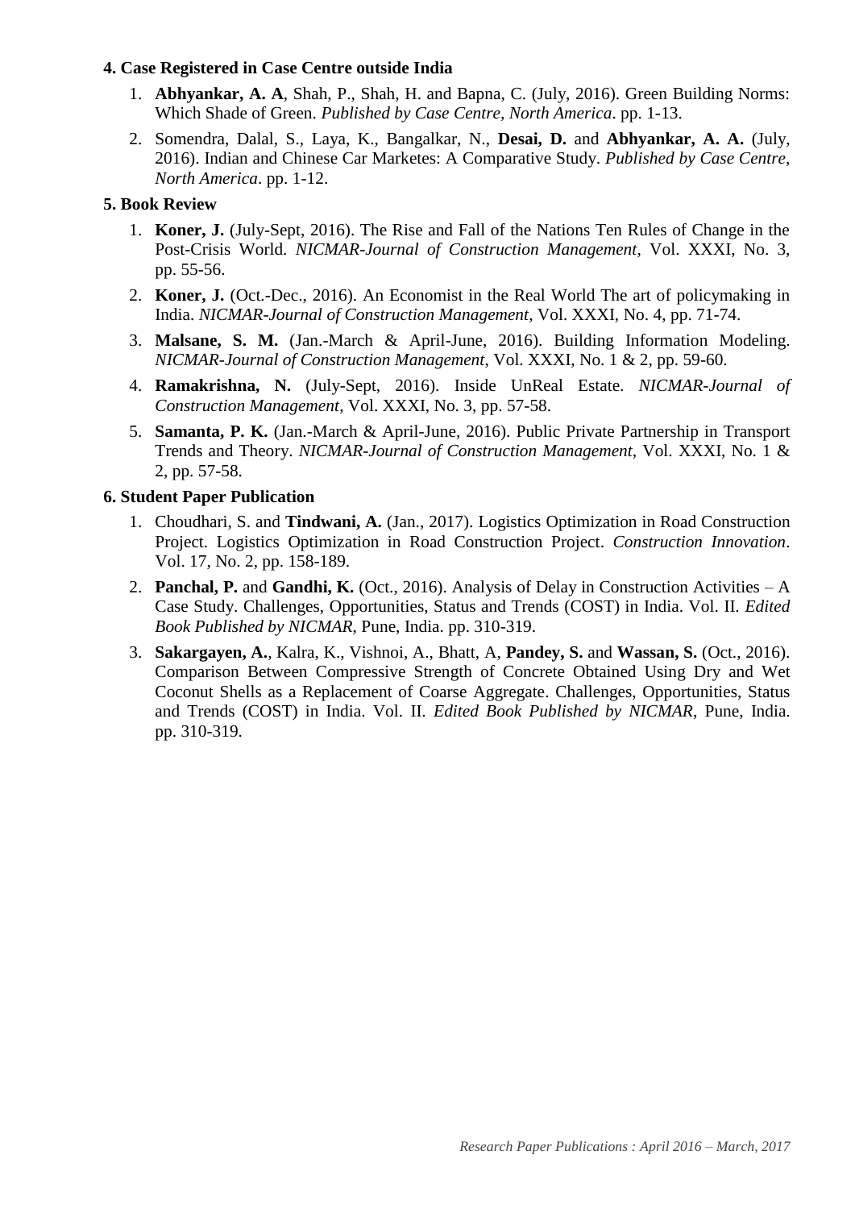**4. Case Registered in Case Centre outside India**

1. **Abhyankar, A. A**, Shah, P., Shah, H. and Bapna, C. (July, 2016). Green Building Norms: Which Shade of Green. *Published by Case Centre, North America*. pp. 1-13.
2. Somendra, Dalal, S., Laya, K., Bangalkar, N., **Desai, D.** and **Abhyankar, A. A.** (July, 2016). Indian and Chinese Car Marketes: A Comparative Study. *Published by Case Centre, North America*. pp. 1-12.

**5. Book Review**

1. **Koner, J.** (July-Sept, 2016). The Rise and Fall of the Nations Ten Rules of Change in the Post-Crisis World. *NICMAR-Journal of Construction Management*, Vol. XXXI, No. 3, pp. 55-56.
2. **Koner, J.** (Oct.-Dec., 2016). An Economist in the Real World The art of policymaking in India. *NICMAR-Journal of Construction Management*, Vol. XXXI, No. 4, pp. 71-74.
3. **Malsane, S. M.** (Jan.-March & April-June, 2016). Building Information Modeling. *NICMAR-Journal of Construction Management*, Vol. XXXI, No. 1 & 2, pp. 59-60.
4. **Ramakrishna, N.** (July-Sept, 2016). Inside UnReal Estate. *NICMAR-Journal of Construction Management*, Vol. XXXI, No. 3, pp. 57-58.
5. **Samanta, P. K.** (Jan.-March & April-June, 2016). Public Private Partnership in Transport Trends and Theory. *NICMAR-Journal of Construction Management*, Vol. XXXI, No. 1 & 2, pp. 57-58.

**6. Student Paper Publication**

1. Choudhari, S. and **Tindwani, A.** (Jan., 2017). Logistics Optimization in Road Construction Project. Logistics Optimization in Road Construction Project. *Construction Innovation*. Vol. 17, No. 2, pp. 158-189.
2. **Panchal, P.** and **Gandhi, K.** (Oct., 2016). Analysis of Delay in Construction Activities – A Case Study. Challenges, Opportunities, Status and Trends (COST) in India. Vol. II. *Edited Book Published by NICMAR*, Pune, India. pp. 310-319.
3. **Sakargayen, A.**, Kalra, K., Vishnoi, A., Bhatt, A, **Pandey, S.** and **Wassan, S.** (Oct., 2016). Comparison Between Compressive Strength of Concrete Obtained Using Dry and Wet Coconut Shells as a Replacement of Coarse Aggregate. Challenges, Opportunities, Status and Trends (COST) in India. Vol. II. *Edited Book Published by NICMAR*, Pune, India. pp. 310-319.